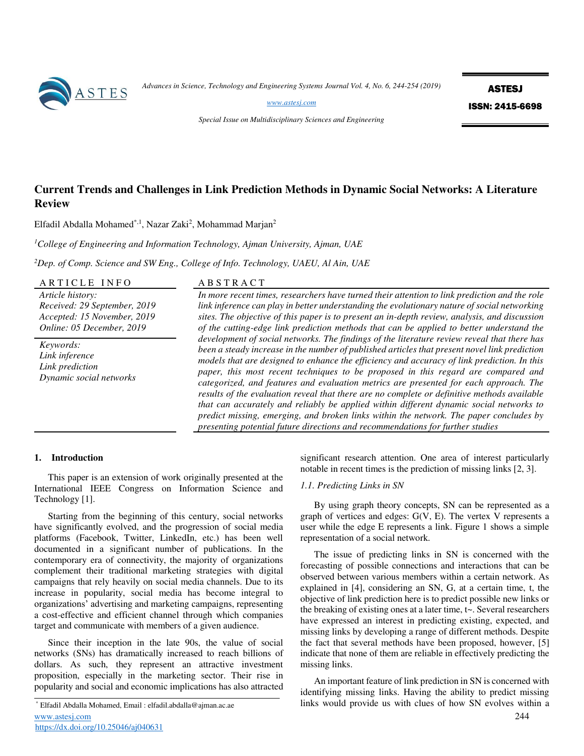# Current Trends and Challenges in Link Prediction Methods in Dynamic Social Networks: A Literature Review

Elfadil Abdalla Mohamed[*,1], Nazar Zaki[2], Mohammad Marjan[2]

[1]*College of Engineering and Information Technology, Ajman University, Ajman, UAE*

[2]*Dep. of Comp. Science and SW Eng., College of Info. Technology, UAEU, Al Ain, UAE*

**ARTICLE INFO**

*Article history:*
*Received: 29 September, 2019*
*Accepted: 15 November, 2019*
*Online: 05 December, 2019*

*Keywords:*
*Link inference*
*Link prediction*
*Dynamic social networks*

**ABSTRACT**

*In more recent times, researchers have turned their attention to link prediction and the role link inference can play in better understanding the evolutionary nature of social networking sites. The objective of this paper is to present an in-depth review, analysis, and discussion of the cutting-edge link prediction methods that can be applied to better understand the development of social networks. The findings of the literature review reveal that there has been a steady increase in the number of published articles that present novel link prediction models that are designed to enhance the efficiency and accuracy of link prediction. In this paper, this most recent techniques to be proposed in this regard are compared and categorized, and features and evaluation metrics are presented for each approach. The results of the evaluation reveal that there are no complete or definitive methods available that can accurately and reliably be applied within different dynamic social networks to predict missing, emerging, and broken links within the network. The paper concludes by presenting potential future directions and recommendations for further studies*

## 1. Introduction

This paper is an extension of work originally presented at the International IEEE Congress on Information Science and Technology [1].

Starting from the beginning of this century, social networks have significantly evolved, and the progression of social media platforms (Facebook, Twitter, LinkedIn, etc.) has been well documented in a significant number of publications. In the contemporary era of connectivity, the majority of organizations complement their traditional marketing strategies with digital campaigns that rely heavily on social media channels. Due to its increase in popularity, social media has become integral to organizations' advertising and marketing campaigns, representing a cost-effective and efficient channel through which companies target and communicate with members of a given audience.

Since their inception in the late 90s, the value of social networks (SNs) has dramatically increased to reach billions of dollars. As such, they represent an attractive investment proposition, especially in the marketing sector. Their rise in popularity and social and economic implications has also attracted significant research attention. One area of interest particularly notable in recent times is the prediction of missing links [2, 3].

### 1.1. Predicting Links in SN

By using graph theory concepts, SN can be represented as a graph of vertices and edges: G(V, E). The vertex V represents a user while the edge E represents a link. Figure 1 shows a simple representation of a social network.

The issue of predicting links in SN is concerned with the forecasting of possible connections and interactions that can be observed between various members within a certain network. As explained in [4], considering an SN, G, at a certain time, t, the objective of link prediction here is to predict possible new links or the breaking of existing ones at a later time, t~. Several researchers have expressed an interest in predicting existing, expected, and missing links by developing a range of different methods. Despite the fact that several methods have been proposed, however, [5] indicate that none of them are reliable in effectively predicting the missing links.

An important feature of link prediction in SN is concerned with identifying missing links. Having the ability to predict missing links would provide us with clues of how SN evolves within a

[*] Elfadil Abdalla Mohamed, Email : elfadil.abdalla@ajman.ac.ae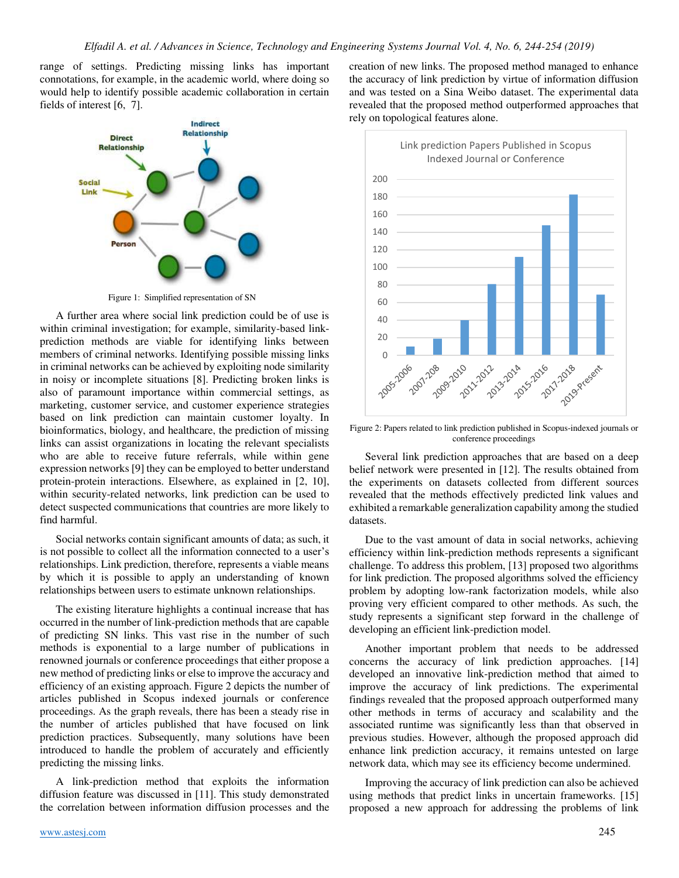range of settings. Predicting missing links has important connotations, for example, in the academic world, where doing so would help to identify possible academic collaboration in certain fields of interest [6, 7].

Figure 1: Simplified representation of SN

A further area where social link prediction could be of use is within criminal investigation; for example, similarity-based link-prediction methods are viable for identifying links between members of criminal networks. Identifying possible missing links in criminal networks can be achieved by exploiting node similarity in noisy or incomplete situations [8]. Predicting broken links is also of paramount importance within commercial settings, as marketing, customer service, and customer experience strategies based on link prediction can maintain customer loyalty. In bioinformatics, biology, and healthcare, the prediction of missing links can assist organizations in locating the relevant specialists who are able to receive future referrals, while within gene expression networks [9] they can be employed to better understand protein-protein interactions. Elsewhere, as explained in [2, 10], within security-related networks, link prediction can be used to detect suspected communications that countries are more likely to find harmful.

Social networks contain significant amounts of data; as such, it is not possible to collect all the information connected to a user's relationships. Link prediction, therefore, represents a viable means by which it is possible to apply an understanding of known relationships between users to estimate unknown relationships.

The existing literature highlights a continual increase that has occurred in the number of link-prediction methods that are capable of predicting SN links. This vast rise in the number of such methods is exponential to a large number of publications in renowned journals or conference proceedings that either propose a new method of predicting links or else to improve the accuracy and efficiency of an existing approach. Figure 2 depicts the number of articles published in Scopus indexed journals or conference proceedings. As the graph reveals, there has been a steady rise in the number of articles published that have focused on link prediction practices. Subsequently, many solutions have been introduced to handle the problem of accurately and efficiently predicting the missing links.

A link-prediction method that exploits the information diffusion feature was discussed in [11]. This study demonstrated the correlation between information diffusion processes and the creation of new links. The proposed method managed to enhance the accuracy of link prediction by virtue of information diffusion and was tested on a Sina Weibo dataset. The experimental data revealed that the proposed method outperformed approaches that rely on topological features alone.

Figure 2: Papers related to link prediction published in Scopus-indexed journals or conference proceedings

Several link prediction approaches that are based on a deep belief network were presented in [12]. The results obtained from the experiments on datasets collected from different sources revealed that the methods effectively predicted link values and exhibited a remarkable generalization capability among the studied datasets.

Due to the vast amount of data in social networks, achieving efficiency within link-prediction methods represents a significant challenge. To address this problem, [13] proposed two algorithms for link prediction. The proposed algorithms solved the efficiency problem by adopting low-rank factorization models, while also proving very efficient compared to other methods. As such, the study represents a significant step forward in the challenge of developing an efficient link-prediction model.

Another important problem that needs to be addressed concerns the accuracy of link prediction approaches. [14] developed an innovative link-prediction method that aimed to improve the accuracy of link predictions. The experimental findings revealed that the proposed approach outperformed many other methods in terms of accuracy and scalability and the associated runtime was significantly less than that observed in previous studies. However, although the proposed approach did enhance link prediction accuracy, it remains untested on large network data, which may see its efficiency become undermined.

Improving the accuracy of link prediction can also be achieved using methods that predict links in uncertain frameworks. [15] proposed a new approach for addressing the problems of link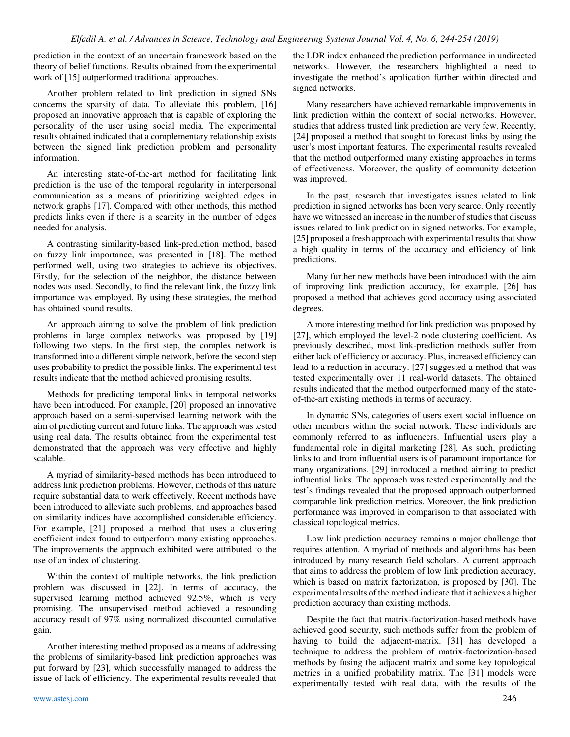prediction in the context of an uncertain framework based on the theory of belief functions. Results obtained from the experimental work of [15] outperformed traditional approaches.

Another problem related to link prediction in signed SNs concerns the sparsity of data. To alleviate this problem, [16] proposed an innovative approach that is capable of exploring the personality of the user using social media. The experimental results obtained indicated that a complementary relationship exists between the signed link prediction problem and personality information.

An interesting state-of-the-art method for facilitating link prediction is the use of the temporal regularity in interpersonal communication as a means of prioritizing weighted edges in network graphs [17]. Compared with other methods, this method predicts links even if there is a scarcity in the number of edges needed for analysis.

A contrasting similarity-based link-prediction method, based on fuzzy link importance, was presented in [18]. The method performed well, using two strategies to achieve its objectives. Firstly, for the selection of the neighbor, the distance between nodes was used. Secondly, to find the relevant link, the fuzzy link importance was employed. By using these strategies, the method has obtained sound results.

An approach aiming to solve the problem of link prediction problems in large complex networks was proposed by [19] following two steps. In the first step, the complex network is transformed into a different simple network, before the second step uses probability to predict the possible links. The experimental test results indicate that the method achieved promising results.

Methods for predicting temporal links in temporal networks have been introduced. For example, [20] proposed an innovative approach based on a semi-supervised learning network with the aim of predicting current and future links. The approach was tested using real data. The results obtained from the experimental test demonstrated that the approach was very effective and highly scalable.

A myriad of similarity-based methods has been introduced to address link prediction problems. However, methods of this nature require substantial data to work effectively. Recent methods have been introduced to alleviate such problems, and approaches based on similarity indices have accomplished considerable efficiency. For example, [21] proposed a method that uses a clustering coefficient index found to outperform many existing approaches. The improvements the approach exhibited were attributed to the use of an index of clustering.

Within the context of multiple networks, the link prediction problem was discussed in [22]. In terms of accuracy, the supervised learning method achieved 92.5%, which is very promising. The unsupervised method achieved a resounding accuracy result of 97% using normalized discounted cumulative gain.

Another interesting method proposed as a means of addressing the problems of similarity-based link prediction approaches was put forward by [23], which successfully managed to address the issue of lack of efficiency. The experimental results revealed that the LDR index enhanced the prediction performance in undirected networks. However, the researchers highlighted a need to investigate the method's application further within directed and signed networks.

Many researchers have achieved remarkable improvements in link prediction within the context of social networks. However, studies that address trusted link prediction are very few. Recently, [24] proposed a method that sought to forecast links by using the user's most important features. The experimental results revealed that the method outperformed many existing approaches in terms of effectiveness. Moreover, the quality of community detection was improved.

In the past, research that investigates issues related to link prediction in signed networks has been very scarce. Only recently have we witnessed an increase in the number of studies that discuss issues related to link prediction in signed networks. For example, [25] proposed a fresh approach with experimental results that show a high quality in terms of the accuracy and efficiency of link predictions.

Many further new methods have been introduced with the aim of improving link prediction accuracy, for example, [26] has proposed a method that achieves good accuracy using associated degrees.

A more interesting method for link prediction was proposed by [27], which employed the level-2 node clustering coefficient. As previously described, most link-prediction methods suffer from either lack of efficiency or accuracy. Plus, increased efficiency can lead to a reduction in accuracy. [27] suggested a method that was tested experimentally over 11 real-world datasets. The obtained results indicated that the method outperformed many of the state-of-the-art existing methods in terms of accuracy.

In dynamic SNs, categories of users exert social influence on other members within the social network. These individuals are commonly referred to as influencers. Influential users play a fundamental role in digital marketing [28]. As such, predicting links to and from influential users is of paramount importance for many organizations. [29] introduced a method aiming to predict influential links. The approach was tested experimentally and the test's findings revealed that the proposed approach outperformed comparable link prediction metrics. Moreover, the link prediction performance was improved in comparison to that associated with classical topological metrics.

Low link prediction accuracy remains a major challenge that requires attention. A myriad of methods and algorithms has been introduced by many research field scholars. A current approach that aims to address the problem of low link prediction accuracy, which is based on matrix factorization, is proposed by [30]. The experimental results of the method indicate that it achieves a higher prediction accuracy than existing methods.

Despite the fact that matrix-factorization-based methods have achieved good security, such methods suffer from the problem of having to build the adjacent-matrix. [31] has developed a technique to address the problem of matrix-factorization-based methods by fusing the adjacent matrix and some key topological metrics in a unified probability matrix. The [31] models were experimentally tested with real data, with the results of the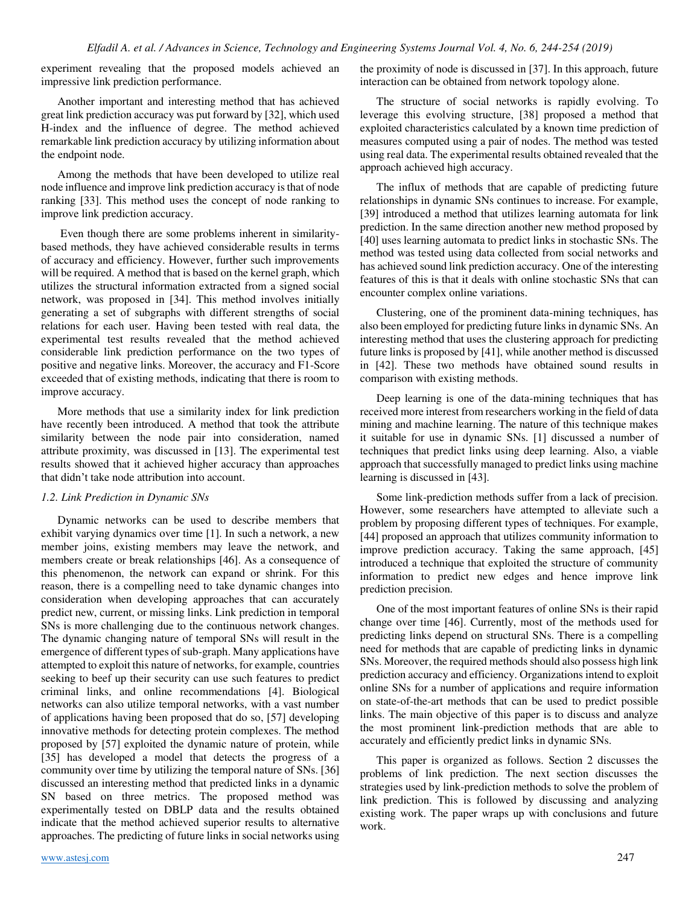experiment revealing that the proposed models achieved an impressive link prediction performance.

Another important and interesting method that has achieved great link prediction accuracy was put forward by [32], which used H-index and the influence of degree. The method achieved remarkable link prediction accuracy by utilizing information about the endpoint node.

Among the methods that have been developed to utilize real node influence and improve link prediction accuracy is that of node ranking [33]. This method uses the concept of node ranking to improve link prediction accuracy.

Even though there are some problems inherent in similarity-based methods, they have achieved considerable results in terms of accuracy and efficiency. However, further such improvements will be required. A method that is based on the kernel graph, which utilizes the structural information extracted from a signed social network, was proposed in [34]. This method involves initially generating a set of subgraphs with different strengths of social relations for each user. Having been tested with real data, the experimental test results revealed that the method achieved considerable link prediction performance on the two types of positive and negative links. Moreover, the accuracy and F1-Score exceeded that of existing methods, indicating that there is room to improve accuracy.

More methods that use a similarity index for link prediction have recently been introduced. A method that took the attribute similarity between the node pair into consideration, named attribute proximity, was discussed in [13]. The experimental test results showed that it achieved higher accuracy than approaches that didn't take node attribution into account.

### *1.2. Link Prediction in Dynamic SNs*

Dynamic networks can be used to describe members that exhibit varying dynamics over time [1]. In such a network, a new member joins, existing members may leave the network, and members create or break relationships [46]. As a consequence of this phenomenon, the network can expand or shrink. For this reason, there is a compelling need to take dynamic changes into consideration when developing approaches that can accurately predict new, current, or missing links. Link prediction in temporal SNs is more challenging due to the continuous network changes. The dynamic changing nature of temporal SNs will result in the emergence of different types of sub-graph. Many applications have attempted to exploit this nature of networks, for example, countries seeking to beef up their security can use such features to predict criminal links, and online recommendations [4]. Biological networks can also utilize temporal networks, with a vast number of applications having been proposed that do so, [57] developing innovative methods for detecting protein complexes. The method proposed by [57] exploited the dynamic nature of protein, while [35] has developed a model that detects the progress of a community over time by utilizing the temporal nature of SNs. [36] discussed an interesting method that predicted links in a dynamic SN based on three metrics. The proposed method was experimentally tested on DBLP data and the results obtained indicate that the method achieved superior results to alternative approaches. The predicting of future links in social networks using the proximity of node is discussed in [37]. In this approach, future interaction can be obtained from network topology alone.

The structure of social networks is rapidly evolving. To leverage this evolving structure, [38] proposed a method that exploited characteristics calculated by a known time prediction of measures computed using a pair of nodes. The method was tested using real data. The experimental results obtained revealed that the approach achieved high accuracy.

The influx of methods that are capable of predicting future relationships in dynamic SNs continues to increase. For example, [39] introduced a method that utilizes learning automata for link prediction. In the same direction another new method proposed by [40] uses learning automata to predict links in stochastic SNs. The method was tested using data collected from social networks and has achieved sound link prediction accuracy. One of the interesting features of this is that it deals with online stochastic SNs that can encounter complex online variations.

Clustering, one of the prominent data-mining techniques, has also been employed for predicting future links in dynamic SNs. An interesting method that uses the clustering approach for predicting future links is proposed by [41], while another method is discussed in [42]. These two methods have obtained sound results in comparison with existing methods.

Deep learning is one of the data-mining techniques that has received more interest from researchers working in the field of data mining and machine learning. The nature of this technique makes it suitable for use in dynamic SNs. [1] discussed a number of techniques that predict links using deep learning. Also, a viable approach that successfully managed to predict links using machine learning is discussed in [43].

Some link-prediction methods suffer from a lack of precision. However, some researchers have attempted to alleviate such a problem by proposing different types of techniques. For example, [44] proposed an approach that utilizes community information to improve prediction accuracy. Taking the same approach, [45] introduced a technique that exploited the structure of community information to predict new edges and hence improve link prediction precision.

One of the most important features of online SNs is their rapid change over time [46]. Currently, most of the methods used for predicting links depend on structural SNs. There is a compelling need for methods that are capable of predicting links in dynamic SNs. Moreover, the required methods should also possess high link prediction accuracy and efficiency. Organizations intend to exploit online SNs for a number of applications and require information on state-of-the-art methods that can be used to predict possible links. The main objective of this paper is to discuss and analyze the most prominent link-prediction methods that are able to accurately and efficiently predict links in dynamic SNs.

This paper is organized as follows. Section 2 discusses the problems of link prediction. The next section discusses the strategies used by link-prediction methods to solve the problem of link prediction. This is followed by discussing and analyzing existing work. The paper wraps up with conclusions and future work.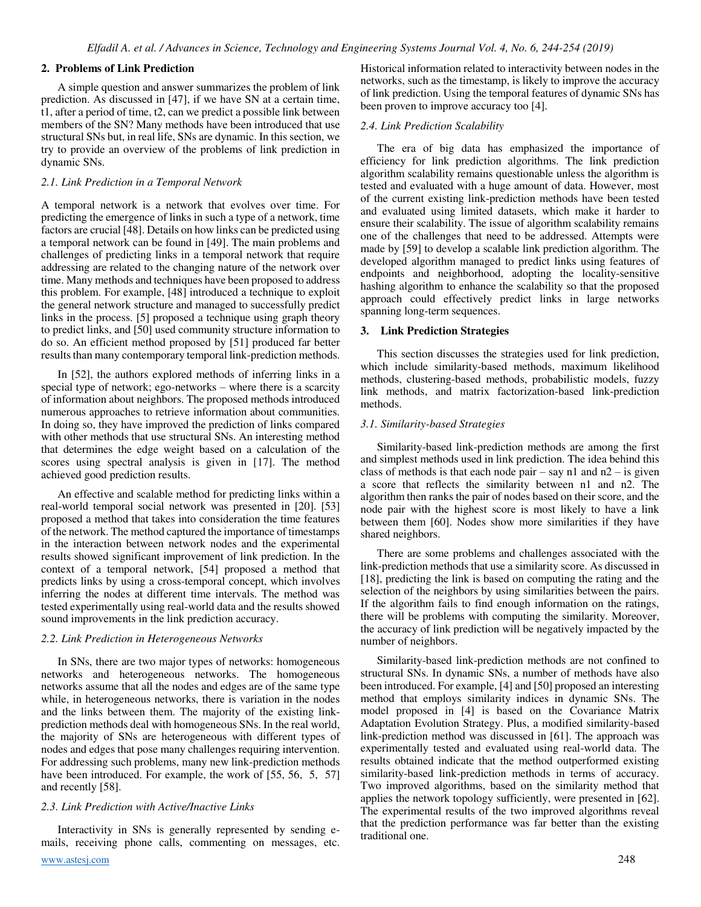## 2. Problems of Link Prediction

A simple question and answer summarizes the problem of link prediction. As discussed in [47], if we have SN at a certain time, t1, after a period of time, t2, can we predict a possible link between members of the SN? Many methods have been introduced that use structural SNs but, in real life, SNs are dynamic. In this section, we try to provide an overview of the problems of link prediction in dynamic SNs.

### 2.1. Link Prediction in a Temporal Network

A temporal network is a network that evolves over time. For predicting the emergence of links in such a type of a network, time factors are crucial [48]. Details on how links can be predicted using a temporal network can be found in [49]. The main problems and challenges of predicting links in a temporal network that require addressing are related to the changing nature of the network over time. Many methods and techniques have been proposed to address this problem. For example, [48] introduced a technique to exploit the general network structure and managed to successfully predict links in the process. [5] proposed a technique using graph theory to predict links, and [50] used community structure information to do so. An efficient method proposed by [51] produced far better results than many contemporary temporal link-prediction methods.

In [52], the authors explored methods of inferring links in a special type of network; ego-networks – where there is a scarcity of information about neighbors. The proposed methods introduced numerous approaches to retrieve information about communities. In doing so, they have improved the prediction of links compared with other methods that use structural SNs. An interesting method that determines the edge weight based on a calculation of the scores using spectral analysis is given in [17]. The method achieved good prediction results.

An effective and scalable method for predicting links within a real-world temporal social network was presented in [20]. [53] proposed a method that takes into consideration the time features of the network. The method captured the importance of timestamps in the interaction between network nodes and the experimental results showed significant improvement of link prediction. In the context of a temporal network, [54] proposed a method that predicts links by using a cross-temporal concept, which involves inferring the nodes at different time intervals. The method was tested experimentally using real-world data and the results showed sound improvements in the link prediction accuracy.

### 2.2. Link Prediction in Heterogeneous Networks

In SNs, there are two major types of networks: homogeneous networks and heterogeneous networks. The homogeneous networks assume that all the nodes and edges are of the same type while, in heterogeneous networks, there is variation in the nodes and the links between them. The majority of the existing link-prediction methods deal with homogeneous SNs. In the real world, the majority of SNs are heterogeneous with different types of nodes and edges that pose many challenges requiring intervention. For addressing such problems, many new link-prediction methods have been introduced. For example, the work of [55, 56, 5, 57] and recently [58].

### 2.3. Link Prediction with Active/Inactive Links

Interactivity in SNs is generally represented by sending e-mails, receiving phone calls, commenting on messages, etc. Historical information related to interactivity between nodes in the networks, such as the timestamp, is likely to improve the accuracy of link prediction. Using the temporal features of dynamic SNs has been proven to improve accuracy too [4].

### 2.4. Link Prediction Scalability

The era of big data has emphasized the importance of efficiency for link prediction algorithms. The link prediction algorithm scalability remains questionable unless the algorithm is tested and evaluated with a huge amount of data. However, most of the current existing link-prediction methods have been tested and evaluated using limited datasets, which make it harder to ensure their scalability. The issue of algorithm scalability remains one of the challenges that need to be addressed. Attempts were made by [59] to develop a scalable link prediction algorithm. The developed algorithm managed to predict links using features of endpoints and neighborhood, adopting the locality-sensitive hashing algorithm to enhance the scalability so that the proposed approach could effectively predict links in large networks spanning long-term sequences.

## 3. Link Prediction Strategies

This section discusses the strategies used for link prediction, which include similarity-based methods, maximum likelihood methods, clustering-based methods, probabilistic models, fuzzy link methods, and matrix factorization-based link-prediction methods.

### 3.1. Similarity-based Strategies

Similarity-based link-prediction methods are among the first and simplest methods used in link prediction. The idea behind this class of methods is that each node pair – say n1 and n2 – is given a score that reflects the similarity between n1 and n2. The algorithm then ranks the pair of nodes based on their score, and the node pair with the highest score is most likely to have a link between them [60]. Nodes show more similarities if they have shared neighbors.

There are some problems and challenges associated with the link-prediction methods that use a similarity score. As discussed in [18], predicting the link is based on computing the rating and the selection of the neighbors by using similarities between the pairs. If the algorithm fails to find enough information on the ratings, there will be problems with computing the similarity. Moreover, the accuracy of link prediction will be negatively impacted by the number of neighbors.

Similarity-based link-prediction methods are not confined to structural SNs. In dynamic SNs, a number of methods have also been introduced. For example, [4] and [50] proposed an interesting method that employs similarity indices in dynamic SNs. The model proposed in [4] is based on the Covariance Matrix Adaptation Evolution Strategy. Plus, a modified similarity-based link-prediction method was discussed in [61]. The approach was experimentally tested and evaluated using real-world data. The results obtained indicate that the method outperformed existing similarity-based link-prediction methods in terms of accuracy. Two improved algorithms, based on the similarity method that applies the network topology sufficiently, were presented in [62]. The experimental results of the two improved algorithms reveal that the prediction performance was far better than the existing traditional one.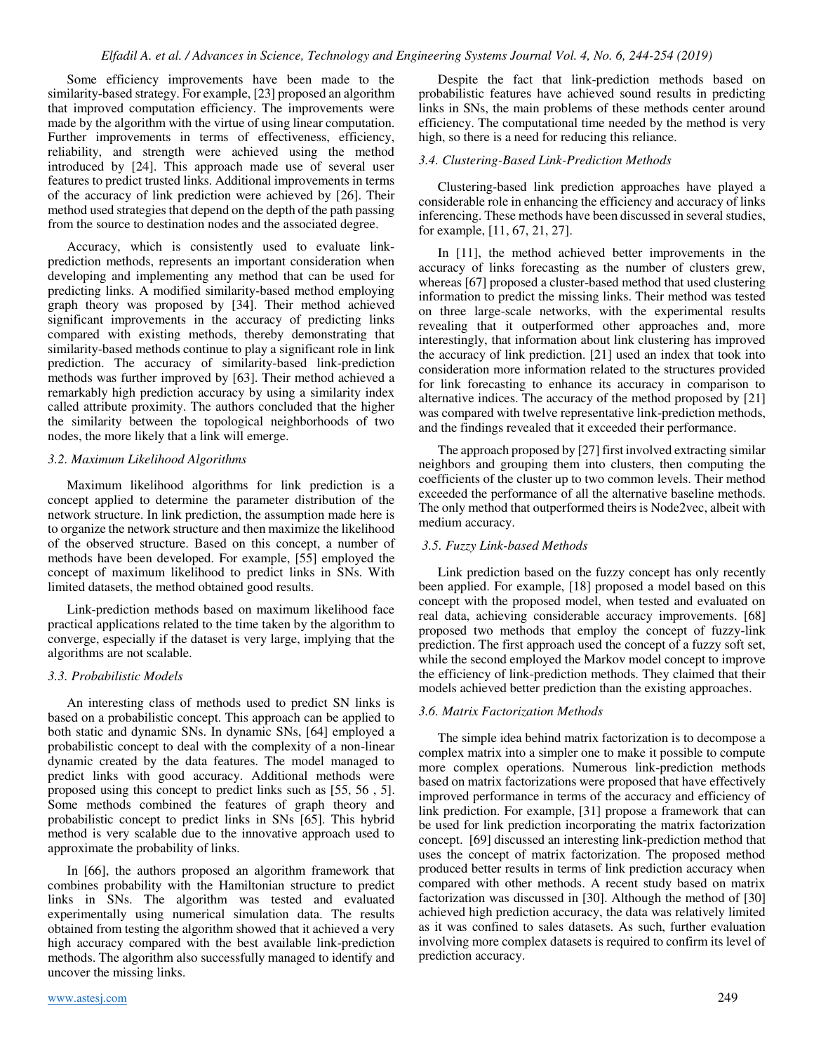Some efficiency improvements have been made to the similarity-based strategy. For example, [23] proposed an algorithm that improved computation efficiency. The improvements were made by the algorithm with the virtue of using linear computation. Further improvements in terms of effectiveness, efficiency, reliability, and strength were achieved using the method introduced by [24]. This approach made use of several user features to predict trusted links. Additional improvements in terms of the accuracy of link prediction were achieved by [26]. Their method used strategies that depend on the depth of the path passing from the source to destination nodes and the associated degree.

Accuracy, which is consistently used to evaluate link-prediction methods, represents an important consideration when developing and implementing any method that can be used for predicting links. A modified similarity-based method employing graph theory was proposed by [34]. Their method achieved significant improvements in the accuracy of predicting links compared with existing methods, thereby demonstrating that similarity-based methods continue to play a significant role in link prediction. The accuracy of similarity-based link-prediction methods was further improved by [63]. Their method achieved a remarkably high prediction accuracy by using a similarity index called attribute proximity. The authors concluded that the higher the similarity between the topological neighborhoods of two nodes, the more likely that a link will emerge.

### *3.2. Maximum Likelihood Algorithms*

Maximum likelihood algorithms for link prediction is a concept applied to determine the parameter distribution of the network structure. In link prediction, the assumption made here is to organize the network structure and then maximize the likelihood of the observed structure. Based on this concept, a number of methods have been developed. For example, [55] employed the concept of maximum likelihood to predict links in SNs. With limited datasets, the method obtained good results.

Link-prediction methods based on maximum likelihood face practical applications related to the time taken by the algorithm to converge, especially if the dataset is very large, implying that the algorithms are not scalable.

### *3.3. Probabilistic Models*

An interesting class of methods used to predict SN links is based on a probabilistic concept. This approach can be applied to both static and dynamic SNs. In dynamic SNs, [64] employed a probabilistic concept to deal with the complexity of a non-linear dynamic created by the data features. The model managed to predict links with good accuracy. Additional methods were proposed using this concept to predict links such as [55, 56 , 5]. Some methods combined the features of graph theory and probabilistic concept to predict links in SNs [65]. This hybrid method is very scalable due to the innovative approach used to approximate the probability of links.

In [66], the authors proposed an algorithm framework that combines probability with the Hamiltonian structure to predict links in SNs. The algorithm was tested and evaluated experimentally using numerical simulation data. The results obtained from testing the algorithm showed that it achieved a very high accuracy compared with the best available link-prediction methods. The algorithm also successfully managed to identify and uncover the missing links.

Despite the fact that link-prediction methods based on probabilistic features have achieved sound results in predicting links in SNs, the main problems of these methods center around efficiency. The computational time needed by the method is very high, so there is a need for reducing this reliance.

### *3.4. Clustering-Based Link-Prediction Methods*

Clustering-based link prediction approaches have played a considerable role in enhancing the efficiency and accuracy of links inferencing. These methods have been discussed in several studies, for example, [11, 67, 21, 27].

In [11], the method achieved better improvements in the accuracy of links forecasting as the number of clusters grew, whereas [67] proposed a cluster-based method that used clustering information to predict the missing links. Their method was tested on three large-scale networks, with the experimental results revealing that it outperformed other approaches and, more interestingly, that information about link clustering has improved the accuracy of link prediction. [21] used an index that took into consideration more information related to the structures provided for link forecasting to enhance its accuracy in comparison to alternative indices. The accuracy of the method proposed by [21] was compared with twelve representative link-prediction methods, and the findings revealed that it exceeded their performance.

The approach proposed by [27] first involved extracting similar neighbors and grouping them into clusters, then computing the coefficients of the cluster up to two common levels. Their method exceeded the performance of all the alternative baseline methods. The only method that outperformed theirs is Node2vec, albeit with medium accuracy.

### *3.5. Fuzzy Link-based Methods*

Link prediction based on the fuzzy concept has only recently been applied. For example, [18] proposed a model based on this concept with the proposed model, when tested and evaluated on real data, achieving considerable accuracy improvements. [68] proposed two methods that employ the concept of fuzzy-link prediction. The first approach used the concept of a fuzzy soft set, while the second employed the Markov model concept to improve the efficiency of link-prediction methods. They claimed that their models achieved better prediction than the existing approaches.

### *3.6. Matrix Factorization Methods*

The simple idea behind matrix factorization is to decompose a complex matrix into a simpler one to make it possible to compute more complex operations. Numerous link-prediction methods based on matrix factorizations were proposed that have effectively improved performance in terms of the accuracy and efficiency of link prediction. For example, [31] propose a framework that can be used for link prediction incorporating the matrix factorization concept. [69] discussed an interesting link-prediction method that uses the concept of matrix factorization. The proposed method produced better results in terms of link prediction accuracy when compared with other methods. A recent study based on matrix factorization was discussed in [30]. Although the method of [30] achieved high prediction accuracy, the data was relatively limited as it was confined to sales datasets. As such, further evaluation involving more complex datasets is required to confirm its level of prediction accuracy.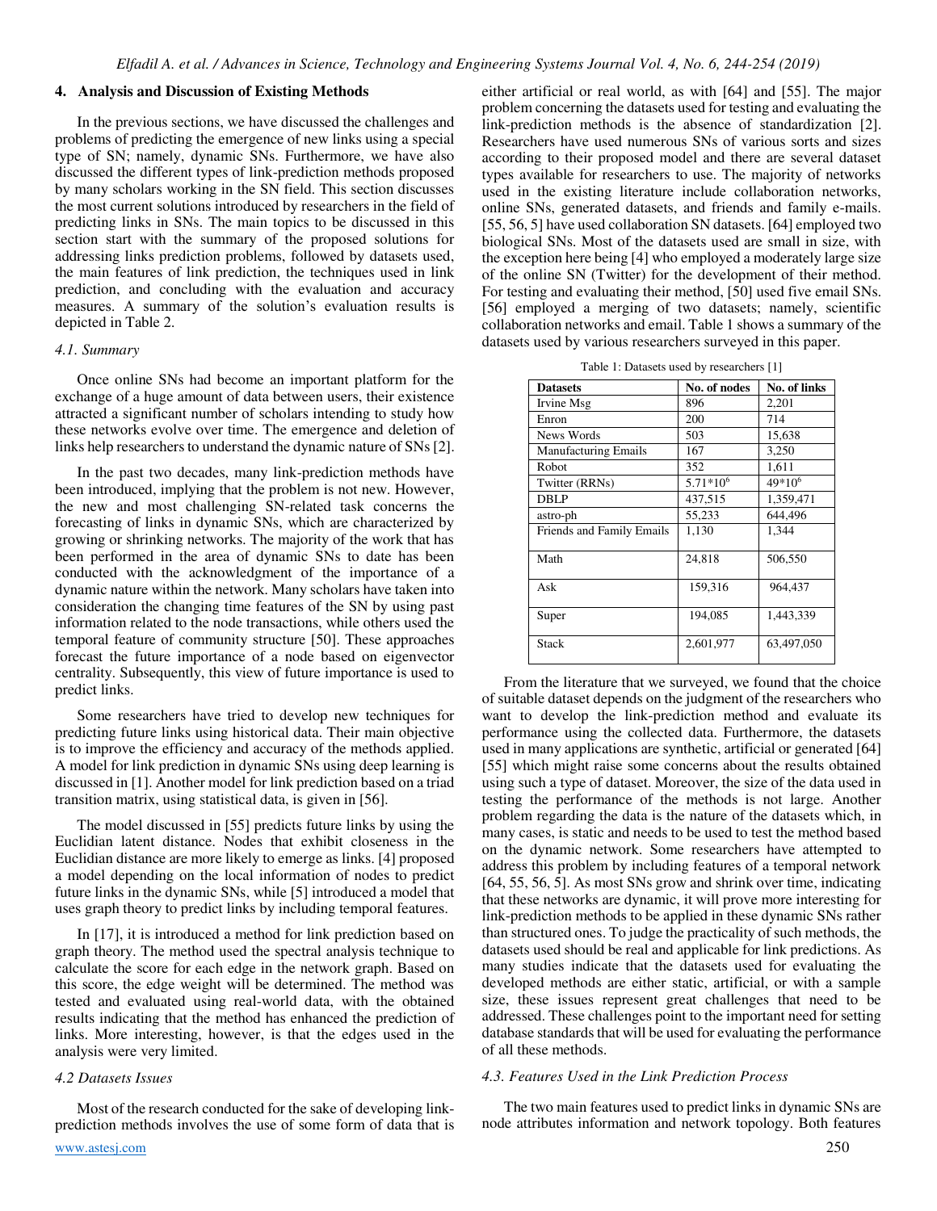## 4. Analysis and Discussion of Existing Methods

In the previous sections, we have discussed the challenges and problems of predicting the emergence of new links using a special type of SN; namely, dynamic SNs. Furthermore, we have also discussed the different types of link-prediction methods proposed by many scholars working in the SN field. This section discusses the most current solutions introduced by researchers in the field of predicting links in SNs. The main topics to be discussed in this section start with the summary of the proposed solutions for addressing links prediction problems, followed by datasets used, the main features of link prediction, the techniques used in link prediction, and concluding with the evaluation and accuracy measures. A summary of the solution's evaluation results is depicted in Table 2.

### *4.1. Summary*

Once online SNs had become an important platform for the exchange of a huge amount of data between users, their existence attracted a significant number of scholars intending to study how these networks evolve over time. The emergence and deletion of links help researchers to understand the dynamic nature of SNs [2].

In the past two decades, many link-prediction methods have been introduced, implying that the problem is not new. However, the new and most challenging SN-related task concerns the forecasting of links in dynamic SNs, which are characterized by growing or shrinking networks. The majority of the work that has been performed in the area of dynamic SNs to date has been conducted with the acknowledgment of the importance of a dynamic nature within the network. Many scholars have taken into consideration the changing time features of the SN by using past information related to the node transactions, while others used the temporal feature of community structure [50]. These approaches forecast the future importance of a node based on eigenvector centrality. Subsequently, this view of future importance is used to predict links.

Some researchers have tried to develop new techniques for predicting future links using historical data. Their main objective is to improve the efficiency and accuracy of the methods applied. A model for link prediction in dynamic SNs using deep learning is discussed in [1]. Another model for link prediction based on a triad transition matrix, using statistical data, is given in [56].

The model discussed in [55] predicts future links by using the Euclidian latent distance. Nodes that exhibit closeness in the Euclidian distance are more likely to emerge as links. [4] proposed a model depending on the local information of nodes to predict future links in the dynamic SNs, while [5] introduced a model that uses graph theory to predict links by including temporal features.

In [17], it is introduced a method for link prediction based on graph theory. The method used the spectral analysis technique to calculate the score for each edge in the network graph. Based on this score, the edge weight will be determined. The method was tested and evaluated using real-world data, with the obtained results indicating that the method has enhanced the prediction of links. More interesting, however, is that the edges used in the analysis were very limited.

### *4.2 Datasets Issues*

Most of the research conducted for the sake of developing link-prediction methods involves the use of some form of data that is either artificial or real world, as with [64] and [55]. The major problem concerning the datasets used for testing and evaluating the link-prediction methods is the absence of standardization [2]. Researchers have used numerous SNs of various sorts and sizes according to their proposed model and there are several dataset types available for researchers to use. The majority of networks used in the existing literature include collaboration networks, online SNs, generated datasets, and friends and family e-mails. [55, 56, 5] have used collaboration SN datasets. [64] employed two biological SNs. Most of the datasets used are small in size, with the exception here being [4] who employed a moderately large size of the online SN (Twitter) for the development of their method. For testing and evaluating their method, [50] used five email SNs. [56] employed a merging of two datasets; namely, scientific collaboration networks and email. Table 1 shows a summary of the datasets used by various researchers surveyed in this paper.

Table 1: Datasets used by researchers [1]

| Datasets | No. of nodes | No. of links |
|---|---|---|
| Irvine Msg | 896 | 2,201 |
| Enron | 200 | 714 |
| News Words | 503 | 15,638 |
| Manufacturing Emails | 167 | 3,250 |
| Robot | 352 | 1,611 |
| Twitter (RRNs) | $5.71*10^6$ | $49*10^6$ |
| DBLP | 437,515 | 1,359,471 |
| astro-ph | 55,233 | 644,496 |
| Friends and Family Emails | 1,130 | 1,344 |
| Math | 24,818 | 506,550 |
| Ask | 159,316 | 964,437 |
| Super | 194,085 | 1,443,339 |
| Stack | 2,601,977 | 63,497,050 |

From the literature that we surveyed, we found that the choice of suitable dataset depends on the judgment of the researchers who want to develop the link-prediction method and evaluate its performance using the collected data. Furthermore, the datasets used in many applications are synthetic, artificial or generated [64] [55] which might raise some concerns about the results obtained using such a type of dataset. Moreover, the size of the data used in testing the performance of the methods is not large. Another problem regarding the data is the nature of the datasets which, in many cases, is static and needs to be used to test the method based on the dynamic network. Some researchers have attempted to address this problem by including features of a temporal network [64, 55, 56, 5]. As most SNs grow and shrink over time, indicating that these networks are dynamic, it will prove more interesting for link-prediction methods to be applied in these dynamic SNs rather than structured ones. To judge the practicality of such methods, the datasets used should be real and applicable for link predictions. As many studies indicate that the datasets used for evaluating the developed methods are either static, artificial, or with a sample size, these issues represent great challenges that need to be addressed. These challenges point to the important need for setting database standards that will be used for evaluating the performance of all these methods.

### *4.3. Features Used in the Link Prediction Process*

The two main features used to predict links in dynamic SNs are node attributes information and network topology. Both features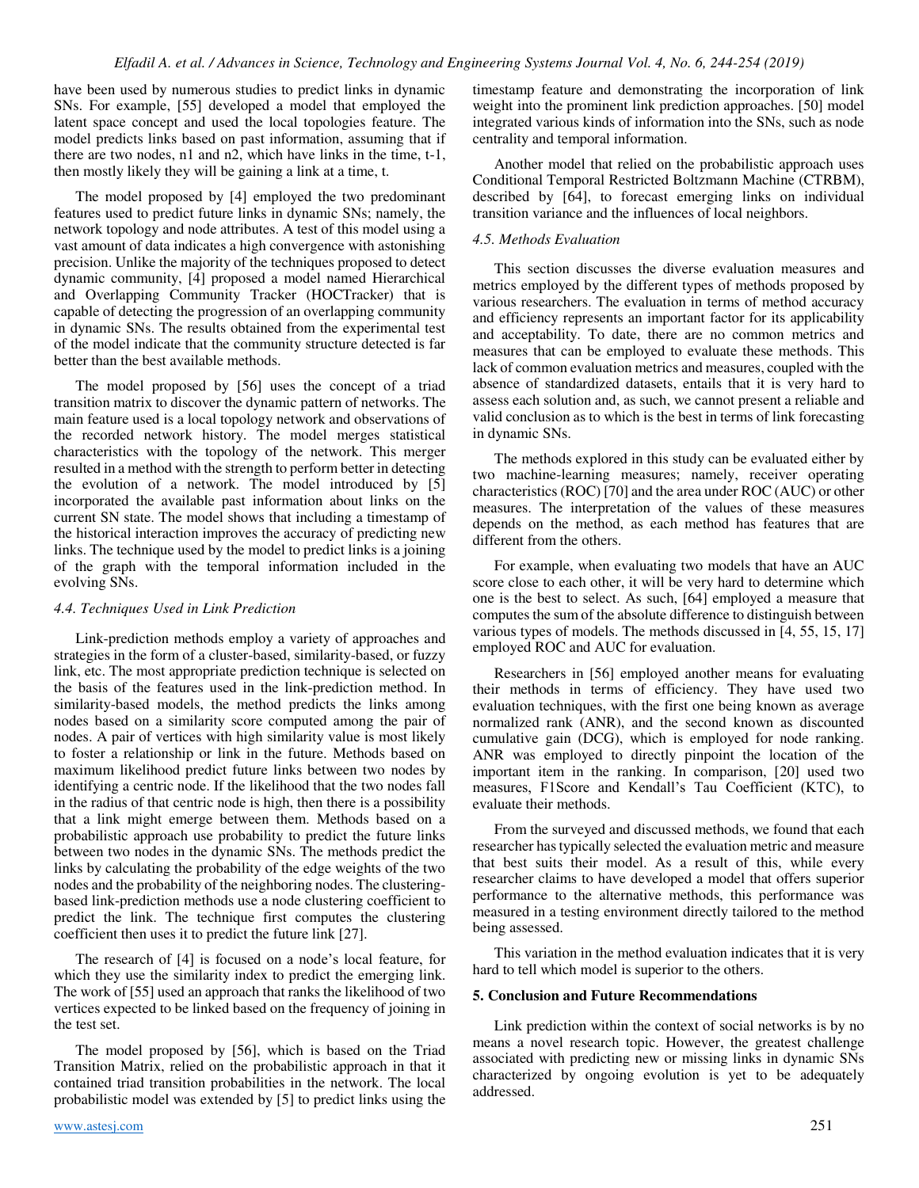have been used by numerous studies to predict links in dynamic SNs. For example, [55] developed a model that employed the latent space concept and used the local topologies feature. The model predicts links based on past information, assuming that if there are two nodes, n1 and n2, which have links in the time, t-1, then mostly likely they will be gaining a link at a time, t.

The model proposed by [4] employed the two predominant features used to predict future links in dynamic SNs; namely, the network topology and node attributes. A test of this model using a vast amount of data indicates a high convergence with astonishing precision. Unlike the majority of the techniques proposed to detect dynamic community, [4] proposed a model named Hierarchical and Overlapping Community Tracker (HOCTracker) that is capable of detecting the progression of an overlapping community in dynamic SNs. The results obtained from the experimental test of the model indicate that the community structure detected is far better than the best available methods.

The model proposed by [56] uses the concept of a triad transition matrix to discover the dynamic pattern of networks. The main feature used is a local topology network and observations of the recorded network history. The model merges statistical characteristics with the topology of the network. This merger resulted in a method with the strength to perform better in detecting the evolution of a network. The model introduced by [5] incorporated the available past information about links on the current SN state. The model shows that including a timestamp of the historical interaction improves the accuracy of predicting new links. The technique used by the model to predict links is a joining of the graph with the temporal information included in the evolving SNs.

### *4.4. Techniques Used in Link Prediction*

Link-prediction methods employ a variety of approaches and strategies in the form of a cluster-based, similarity-based, or fuzzy link, etc. The most appropriate prediction technique is selected on the basis of the features used in the link-prediction method. In similarity-based models, the method predicts the links among nodes based on a similarity score computed among the pair of nodes. A pair of vertices with high similarity value is most likely to foster a relationship or link in the future. Methods based on maximum likelihood predict future links between two nodes by identifying a centric node. If the likelihood that the two nodes fall in the radius of that centric node is high, then there is a possibility that a link might emerge between them. Methods based on a probabilistic approach use probability to predict the future links between two nodes in the dynamic SNs. The methods predict the links by calculating the probability of the edge weights of the two nodes and the probability of the neighboring nodes. The clustering-based link-prediction methods use a node clustering coefficient to predict the link. The technique first computes the clustering coefficient then uses it to predict the future link [27].

The research of [4] is focused on a node's local feature, for which they use the similarity index to predict the emerging link. The work of [55] used an approach that ranks the likelihood of two vertices expected to be linked based on the frequency of joining in the test set.

The model proposed by [56], which is based on the Triad Transition Matrix, relied on the probabilistic approach in that it contained triad transition probabilities in the network. The local probabilistic model was extended by [5] to predict links using the timestamp feature and demonstrating the incorporation of link weight into the prominent link prediction approaches. [50] model integrated various kinds of information into the SNs, such as node centrality and temporal information.

Another model that relied on the probabilistic approach uses Conditional Temporal Restricted Boltzmann Machine (CTRBM), described by [64], to forecast emerging links on individual transition variance and the influences of local neighbors.

### *4.5. Methods Evaluation*

This section discusses the diverse evaluation measures and metrics employed by the different types of methods proposed by various researchers. The evaluation in terms of method accuracy and efficiency represents an important factor for its applicability and acceptability. To date, there are no common metrics and measures that can be employed to evaluate these methods. This lack of common evaluation metrics and measures, coupled with the absence of standardized datasets, entails that it is very hard to assess each solution and, as such, we cannot present a reliable and valid conclusion as to which is the best in terms of link forecasting in dynamic SNs.

The methods explored in this study can be evaluated either by two machine-learning measures; namely, receiver operating characteristics (ROC) [70] and the area under ROC (AUC) or other measures. The interpretation of the values of these measures depends on the method, as each method has features that are different from the others.

For example, when evaluating two models that have an AUC score close to each other, it will be very hard to determine which one is the best to select. As such, [64] employed a measure that computes the sum of the absolute difference to distinguish between various types of models. The methods discussed in [4, 55, 15, 17] employed ROC and AUC for evaluation.

Researchers in [56] employed another means for evaluating their methods in terms of efficiency. They have used two evaluation techniques, with the first one being known as average normalized rank (ANR), and the second known as discounted cumulative gain (DCG), which is employed for node ranking. ANR was employed to directly pinpoint the location of the important item in the ranking. In comparison, [20] used two measures, F1Score and Kendall's Tau Coefficient (KTC), to evaluate their methods.

From the surveyed and discussed methods, we found that each researcher has typically selected the evaluation metric and measure that best suits their model. As a result of this, while every researcher claims to have developed a model that offers superior performance to the alternative methods, this performance was measured in a testing environment directly tailored to the method being assessed.

This variation in the method evaluation indicates that it is very hard to tell which model is superior to the others.

## 5. Conclusion and Future Recommendations

Link prediction within the context of social networks is by no means a novel research topic. However, the greatest challenge associated with predicting new or missing links in dynamic SNs characterized by ongoing evolution is yet to be adequately addressed.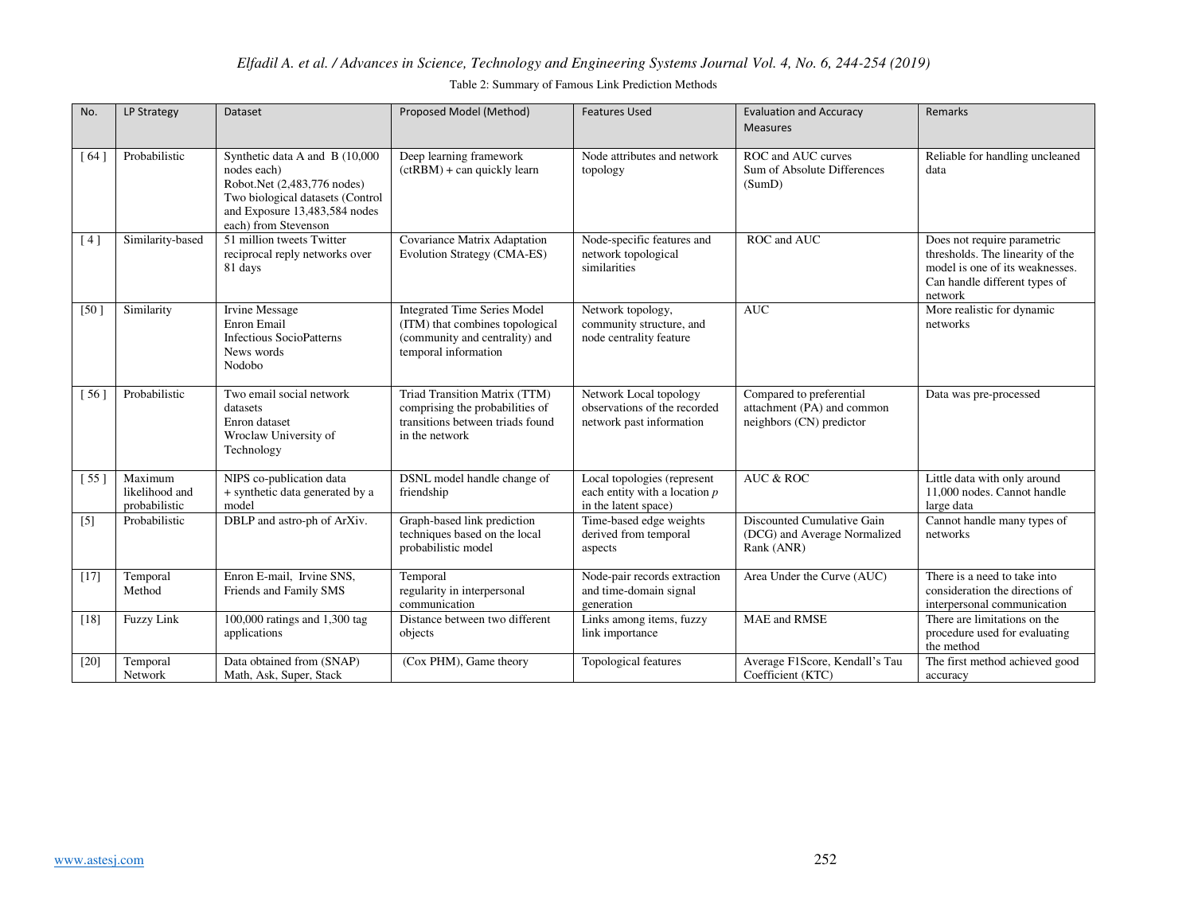Table 2: Summary of Famous Link Prediction Methods

| No. | LP Strategy | Dataset | Proposed Model (Method) | Features Used | Evaluation and Accuracy Measures | Remarks |
|---|---|---|---|---|---|---|
| [ 64 ] | Probabilistic | Synthetic data A and B (10,000 nodes each) Robot.Net (2,483,776 nodes) Two biological datasets (Control and Exposure 13,483,584 nodes each) from Stevenson | Deep learning framework (ctRBM) + can quickly learn | Node attributes and network topology | ROC and AUC curves Sum of Absolute Differences (SumD) | Reliable for handling uncleaned data |
| [ 4 ] | Similarity-based | 51 million tweets Twitter reciprocal reply networks over 81 days | Covariance Matrix Adaptation Evolution Strategy (CMA-ES) | Node-specific features and network topological similarities | ROC and AUC | Does not require parametric thresholds. The linearity of the model is one of its weaknesses. Can handle different types of network |
| [50 ] | Similarity | Irvine Message Enron Email Infectious SocioPatterns News words Nodobo | Integrated Time Series Model (ITM) that combines topological (community and centrality) and temporal information | Network topology, community structure, and node centrality feature | AUC | More realistic for dynamic networks |
| [ 56 ] | Probabilistic | Two email social network datasets Enron dataset Wroclaw University of Technology | Triad Transition Matrix (TTM) comprising the probabilities of transitions between triads found in the network | Network Local topology observations of the recorded network past information | Compared to preferential attachment (PA) and common neighbors (CN) predictor | Data was pre-processed |
| [ 55 ] | Maximum likelihood and probabilistic | NIPS co-publication data + synthetic data generated by a model | DSNL model handle change of friendship | Local topologies (represent each entity with a location *p* in the latent space) | AUC & ROC | Little data with only around 11,000 nodes. Cannot handle large data |
| [5] | Probabilistic | DBLP and astro-ph of ArXiv. | Graph-based link prediction techniques based on the local probabilistic model | Time-based edge weights derived from temporal aspects | Discounted Cumulative Gain (DCG) and Average Normalized Rank (ANR) | Cannot handle many types of networks |
| [17] | Temporal Method | Enron E-mail, Irvine SNS, Friends and Family SMS | Temporal regularity in interpersonal communication | Node-pair records extraction and time-domain signal generation | Area Under the Curve (AUC) | There is a need to take into consideration the directions of interpersonal communication |
| [18] | Fuzzy Link | 100,000 ratings and 1,300 tag applications | Distance between two different objects | Links among items, fuzzy link importance | MAE and RMSE | There are limitations on the procedure used for evaluating the method |
| [20] | Temporal Network | Data obtained from (SNAP) Math, Ask, Super, Stack | (Cox PHM), Game theory | Topological features | Average F1Score, Kendall's Tau Coefficient (KTC) | The first method achieved good accuracy |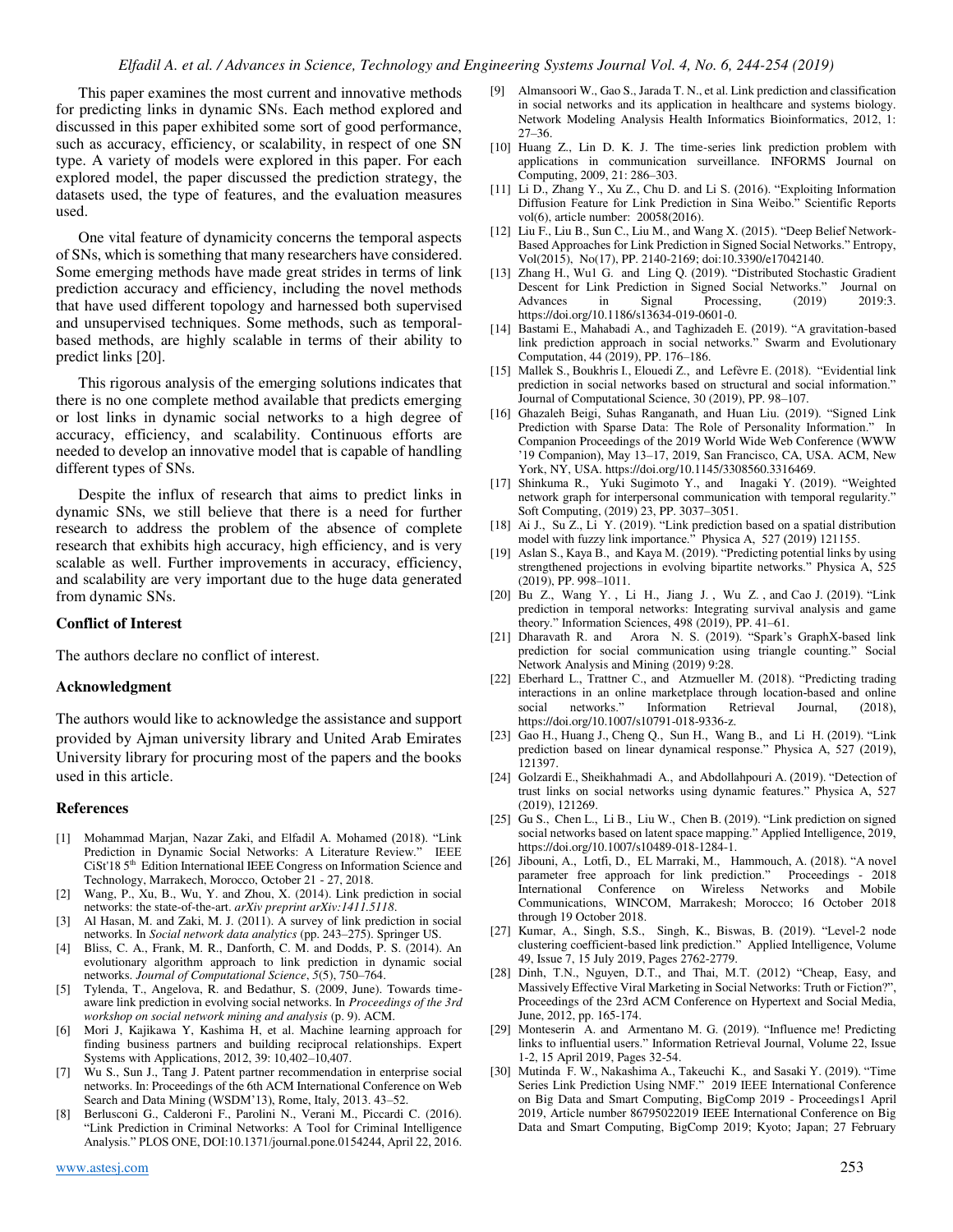This paper examines the most current and innovative methods for predicting links in dynamic SNs. Each method explored and discussed in this paper exhibited some sort of good performance, such as accuracy, efficiency, or scalability, in respect of one SN type. A variety of models were explored in this paper. For each explored model, the paper discussed the prediction strategy, the datasets used, the type of features, and the evaluation measures used.

One vital feature of dynamicity concerns the temporal aspects of SNs, which is something that many researchers have considered. Some emerging methods have made great strides in terms of link prediction accuracy and efficiency, including the novel methods that have used different topology and harnessed both supervised and unsupervised techniques. Some methods, such as temporal-based methods, are highly scalable in terms of their ability to predict links [20].

This rigorous analysis of the emerging solutions indicates that there is no one complete method available that predicts emerging or lost links in dynamic social networks to a high degree of accuracy, efficiency, and scalability. Continuous efforts are needed to develop an innovative model that is capable of handling different types of SNs.

Despite the influx of research that aims to predict links in dynamic SNs, we still believe that there is a need for further research to address the problem of the absence of complete research that exhibits high accuracy, high efficiency, and is very scalable as well. Further improvements in accuracy, efficiency, and scalability are very important due to the huge data generated from dynamic SNs.

### Conflict of Interest

The authors declare no conflict of interest.

### Acknowledgment

The authors would like to acknowledge the assistance and support provided by Ajman university library and United Arab Emirates University library for procuring most of the papers and the books used in this article.

### References

[1] Mohammad Marjan, Nazar Zaki, and Elfadil A. Mohamed (2018). "Link Prediction in Dynamic Social Networks: A Literature Review." IEEE CiSt'18 5th Edition International IEEE Congress on Information Science and Technology, Marrakech, Morocco, October 21 - 27, 2018.

[2] Wang, P., Xu, B., Wu, Y. and Zhou, X. (2014). Link prediction in social networks: the state-of-the-art. *arXiv preprint arXiv:1411.5118*.

[3] Al Hasan, M. and Zaki, M. J. (2011). A survey of link prediction in social networks. In *Social network data analytics* (pp. 243–275). Springer US.

[4] Bliss, C. A., Frank, M. R., Danforth, C. M. and Dodds, P. S. (2014). An evolutionary algorithm approach to link prediction in dynamic social networks. *Journal of Computational Science*, *5*(5), 750–764.

[5] Tylenda, T., Angelova, R. and Bedathur, S. (2009, June). Towards time-aware link prediction in evolving social networks. In *Proceedings of the 3rd workshop on social network mining and analysis* (p. 9). ACM.

[6] Mori J, Kajikawa Y, Kashima H, et al. Machine learning approach for finding business partners and building reciprocal relationships. Expert Systems with Applications, 2012, 39: 10,402–10,407.

[7] Wu S., Sun J., Tang J. Patent partner recommendation in enterprise social networks. In: Proceedings of the 6th ACM International Conference on Web Search and Data Mining (WSDM'13), Rome, Italy, 2013. 43–52.

[8] Berlusconi G., Calderoni F., Parolini N., Verani M., Piccardi C. (2016). "Link Prediction in Criminal Networks: A Tool for Criminal Intelligence Analysis." PLOS ONE, DOI:10.1371/journal.pone.0154244, April 22, 2016.

[9] Almansoori W., Gao S., Jarada T. N., et al. Link prediction and classification in social networks and its application in healthcare and systems biology. Network Modeling Analysis Health Informatics Bioinformatics, 2012, 1: 27–36.

[10] Huang Z., Lin D. K. J. The time-series link prediction problem with applications in communication surveillance. INFORMS Journal on Computing, 2009, 21: 286–303.

[11] Li D., Zhang Y., Xu Z., Chu D. and Li S. (2016). "Exploiting Information Diffusion Feature for Link Prediction in Sina Weibo." Scientific Reports vol(6), article number: 20058(2016).

[12] Liu F., Liu B., Sun C., Liu M., and Wang X. (2015). "Deep Belief Network-Based Approaches for Link Prediction in Signed Social Networks." Entropy, Vol(2015), No(17), PP. 2140-2169; doi:10.3390/e17042140.

[13] Zhang H., Wu1 G. and Ling Q. (2019). "Distributed Stochastic Gradient Descent for Link Prediction in Signed Social Networks." Journal on Advances in Signal Processing, (2019) 2019:3. https://doi.org/10.1186/s13634-019-0601-0.

[14] Bastami E., Mahabadi A., and Taghizadeh E. (2019). "A gravitation-based link prediction approach in social networks." Swarm and Evolutionary Computation, 44 (2019), PP. 176–186.

[15] Mallek S., Boukhris I., Elouedi Z., and Lefèvre E. (2018). "Evidential link prediction in social networks based on structural and social information." Journal of Computational Science, 30 (2019), PP. 98–107.

[16] Ghazaleh Beigi, Suhas Ranganath, and Huan Liu. (2019). "Signed Link Prediction with Sparse Data: The Role of Personality Information." In Companion Proceedings of the 2019 World Wide Web Conference (WWW '19 Companion), May 13–17, 2019, San Francisco, CA, USA. ACM, New York, NY, USA. https://doi.org/10.1145/3308560.3316469.

[17] Shinkuma R., Yuki Sugimoto Y., and Inagaki Y. (2019). "Weighted network graph for interpersonal communication with temporal regularity." Soft Computing, (2019) 23, PP. 3037–3051.

[18] Ai J., Su Z., Li Y. (2019). "Link prediction based on a spatial distribution model with fuzzy link importance." Physica A, 527 (2019) 121155.

[19] Aslan S., Kaya B., and Kaya M. (2019). "Predicting potential links by using strengthened projections in evolving bipartite networks." Physica A, 525 (2019), PP. 998–1011.

[20] Bu Z., Wang Y., Li H., Jiang J., Wu Z., and Cao J. (2019). "Link prediction in temporal networks: Integrating survival analysis and game theory." Information Sciences, 498 (2019), PP. 41–61.

[21] Dharavath R. and Arora N. S. (2019). "Spark's GraphX-based link prediction for social communication using triangle counting." Social Network Analysis and Mining (2019) 9:28.

[22] Eberhard L., Trattner C., and Atzmueller M. (2018). "Predicting trading interactions in an online marketplace through location-based and online social networks." Information Retrieval Journal, (2018), https://doi.org/10.1007/s10791-018-9336-z.

[23] Gao H., Huang J., Cheng Q., Sun H., Wang B., and Li H. (2019). "Link prediction based on linear dynamical response." Physica A, 527 (2019), 121397.

[24] Golzardi E., Sheikhahmadi A., and Abdollahpouri A. (2019). "Detection of trust links on social networks using dynamic features." Physica A, 527 (2019), 121269.

[25] Gu S., Chen L., Li B., Liu W., Chen B. (2019). "Link prediction on signed social networks based on latent space mapping." Applied Intelligence, 2019, https://doi.org/10.1007/s10489-018-1284-1.

[26] Jibouni, A., Lotfi, D., EL Marraki, M., Hammouch, A. (2018). "A novel parameter free approach for link prediction." Proceedings - 2018 International Conference on Wireless Networks and Mobile Communications, WINCOM, Marrakesh; Morocco; 16 October 2018 through 19 October 2018.

[27] Kumar, A., Singh, S.S., Singh, K., Biswas, B. (2019). "Level-2 node clustering coefficient-based link prediction." Applied Intelligence, Volume 49, Issue 7, 15 July 2019, Pages 2762-2779.

[28] Dinh, T.N., Nguyen, D.T., and Thai, M.T. (2012) "Cheap, Easy, and Massively Effective Viral Marketing in Social Networks: Truth or Fiction?", Proceedings of the 23rd ACM Conference on Hypertext and Social Media, June, 2012, pp. 165-174.

[29] Monteserin A. and Armentano M. G. (2019). "Influence me! Predicting links to influential users." Information Retrieval Journal, Volume 22, Issue 1-2, 15 April 2019, Pages 32-54.

[30] Mutinda F. W., Nakashima A., Takeuchi K., and Sasaki Y. (2019). "Time Series Link Prediction Using NMF." 2019 IEEE International Conference on Big Data and Smart Computing, BigComp 2019 - Proceedings1 April 2019, Article number 86795022019 IEEE International Conference on Big Data and Smart Computing, BigComp 2019; Kyoto; Japan; 27 February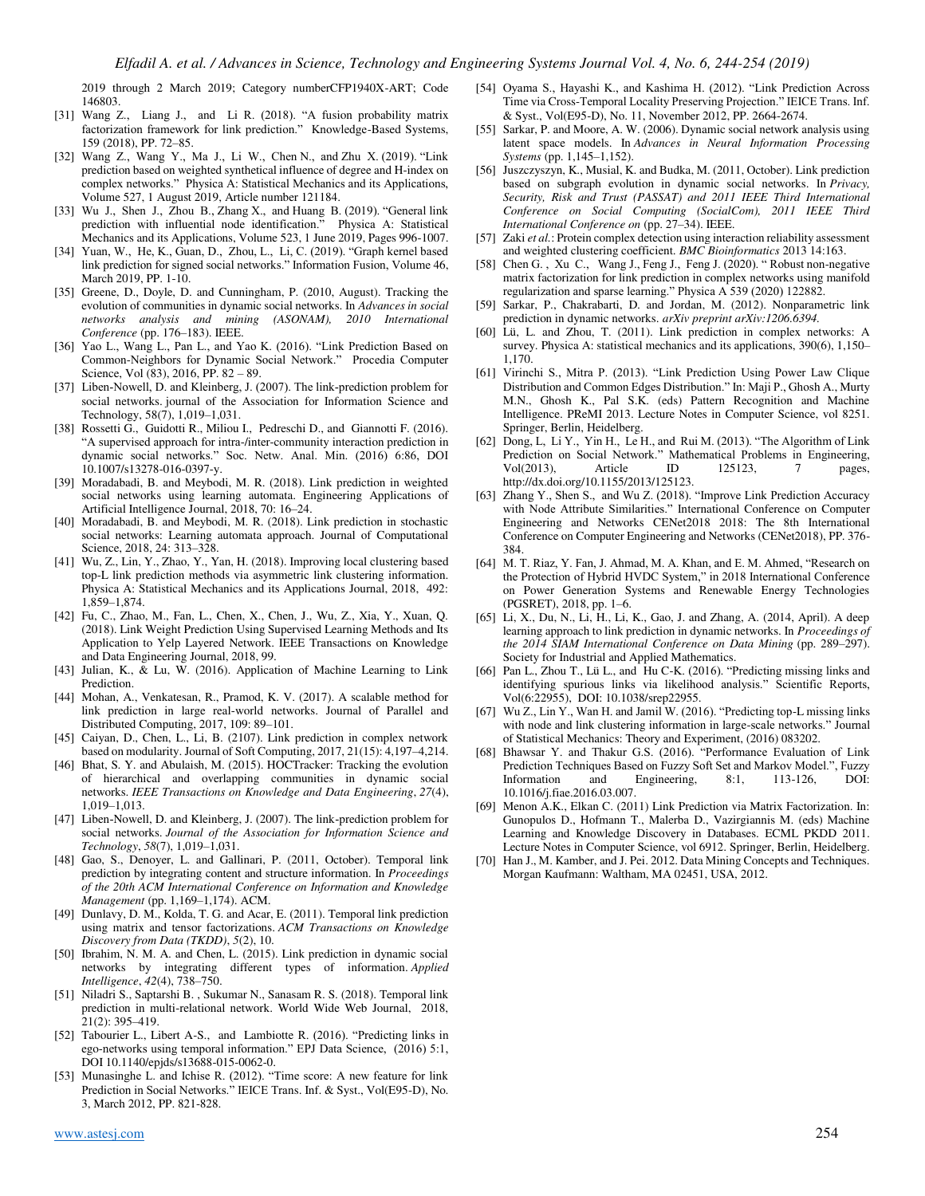2019 through 2 March 2019; Category numberCFP1940X-ART; Code 146803.

[31] Wang Z., Liang J., and Li R. (2018). "A fusion probability matrix factorization framework for link prediction." Knowledge-Based Systems, 159 (2018), PP. 72–85.

[32] Wang Z., Wang Y., Ma J., Li W., Chen N., and Zhu X. (2019). "Link prediction based on weighted synthetical influence of degree and H-index on complex networks." Physica A: Statistical Mechanics and its Applications, Volume 527, 1 August 2019, Article number 121184.

[33] Wu J., Shen J., Zhou B., Zhang X., and Huang B. (2019). "General link prediction with influential node identification." Physica A: Statistical Mechanics and its Applications, Volume 523, 1 June 2019, Pages 996-1007.

[34] Yuan, W., He, K., Guan, D., Zhou, L., Li, C. (2019). "Graph kernel based link prediction for signed social networks." Information Fusion, Volume 46, March 2019, PP. 1-10.

[35] Greene, D., Doyle, D. and Cunningham, P. (2010, August). Tracking the evolution of communities in dynamic social networks. In *Advances in social networks analysis and mining (ASONAM), 2010 International Conference* (pp. 176–183). IEEE.

[36] Yao L., Wang L., Pan L., and Yao K. (2016). "Link Prediction Based on Common-Neighbors for Dynamic Social Network." Procedia Computer Science, Vol (83), 2016, PP. 82 – 89.

[37] Liben-Nowell, D. and Kleinberg, J. (2007). The link-prediction problem for social networks. journal of the Association for Information Science and Technology, 58(7), 1,019–1,031.

[38] Rossetti G., Guidotti R., Miliou I., Pedreschi D., and Giannotti F. (2016). "A supervised approach for intra-/inter-community interaction prediction in dynamic social networks." Soc. Netw. Anal. Min. (2016) 6:86, DOI 10.1007/s13278-016-0397-y.

[39] Moradabadi, B. and Meybodi, M. R. (2018). Link prediction in weighted social networks using learning automata. Engineering Applications of Artificial Intelligence Journal, 2018, 70: 16–24.

[40] Moradabadi, B. and Meybodi, M. R. (2018). Link prediction in stochastic social networks: Learning automata approach. Journal of Computational Science, 2018, 24: 313–328.

[41] Wu, Z., Lin, Y., Zhao, Y., Yan, H. (2018). Improving local clustering based top-L link prediction methods via asymmetric link clustering information. Physica A: Statistical Mechanics and its Applications Journal, 2018, 492: 1,859–1,874.

[42] Fu, C., Zhao, M., Fan, L., Chen, X., Chen, J., Wu, Z., Xia, Y., Xuan, Q. (2018). Link Weight Prediction Using Supervised Learning Methods and Its Application to Yelp Layered Network. IEEE Transactions on Knowledge and Data Engineering Journal, 2018, 99.

[43] Julian, K., & Lu, W. (2016). Application of Machine Learning to Link Prediction.

[44] Mohan, A., Venkatesan, R., Pramod, K. V. (2017). A scalable method for link prediction in large real-world networks. Journal of Parallel and Distributed Computing, 2017, 109: 89–101.

[45] Caiyan, D., Chen, L., Li, B. (2107). Link prediction in complex network based on modularity. Journal of Soft Computing, 2017, 21(15): 4,197–4,214.

[46] Bhat, S. Y. and Abulaish, M. (2015). HOCTracker: Tracking the evolution of hierarchical and overlapping communities in dynamic social networks. *IEEE Transactions on Knowledge and Data Engineering*, *27*(4), 1,019–1,013.

[47] Liben-Nowell, D. and Kleinberg, J. (2007). The link-prediction problem for social networks. *Journal of the Association for Information Science and Technology*, *58*(7), 1,019–1,031.

[48] Gao, S., Denoyer, L. and Gallinari, P. (2011, October). Temporal link prediction by integrating content and structure information. In *Proceedings of the 20th ACM International Conference on Information and Knowledge Management* (pp. 1,169–1,174). ACM.

[49] Dunlavy, D. M., Kolda, T. G. and Acar, E. (2011). Temporal link prediction using matrix and tensor factorizations. *ACM Transactions on Knowledge Discovery from Data (TKDD)*, *5*(2), 10.

[50] Ibrahim, N. M. A. and Chen, L. (2015). Link prediction in dynamic social networks by integrating different types of information. *Applied Intelligence*, *42*(4), 738–750.

[51] Niladri S., Saptarshi B. , Sukumar N., Sanasam R. S. (2018). Temporal link prediction in multi-relational network. World Wide Web Journal, 2018, 21(2): 395–419.

[52] Tabourier L., Libert A-S., and Lambiotte R. (2016). "Predicting links in ego-networks using temporal information." EPJ Data Science, (2016) 5:1, DOI 10.1140/epjds/s13688-015-0062-0.

[53] Munasinghe L. and Ichise R. (2012). "Time score: A new feature for link Prediction in Social Networks." IEICE Trans. Inf. & Syst., Vol(E95-D), No. 3, March 2012, PP. 821-828.

[54] Oyama S., Hayashi K., and Kashima H. (2012). "Link Prediction Across Time via Cross-Temporal Locality Preserving Projection." IEICE Trans. Inf. & Syst., Vol(E95-D), No. 11, November 2012, PP. 2664-2674.

[55] Sarkar, P. and Moore, A. W. (2006). Dynamic social network analysis using latent space models. In *Advances in Neural Information Processing Systems* (pp. 1,145–1,152).

[56] Juszczyszyn, K., Musial, K. and Budka, M. (2011, October). Link prediction based on subgraph evolution in dynamic social networks. In *Privacy, Security, Risk and Trust (PASSAT) and 2011 IEEE Third International Conference on Social Computing (SocialCom), 2011 IEEE Third International Conference on* (pp. 27–34). IEEE.

[57] Zaki *et al.*: Protein complex detection using interaction reliability assessment and weighted clustering coefficient. *BMC Bioinformatics* 2013 14:163.

[58] Chen G. , Xu C., Wang J., Feng J., Feng J. (2020). " Robust non-negative matrix factorization for link prediction in complex networks using manifold regularization and sparse learning." Physica A 539 (2020) 122882.

[59] Sarkar, P., Chakrabarti, D. and Jordan, M. (2012). Nonparametric link prediction in dynamic networks. *arXiv preprint arXiv:1206.6394.*

[60] Lü, L. and Zhou, T. (2011). Link prediction in complex networks: A survey. Physica A: statistical mechanics and its applications, 390(6), 1,150–1,170.

[61] Virinchi S., Mitra P. (2013). "Link Prediction Using Power Law Clique Distribution and Common Edges Distribution." In: Maji P., Ghosh A., Murty M.N., Ghosh K., Pal S.K. (eds) Pattern Recognition and Machine Intelligence. PReMI 2013. Lecture Notes in Computer Science, vol 8251. Springer, Berlin, Heidelberg.

[62] Dong, L, Li Y., Yin H., Le H., and Rui M. (2013). "The Algorithm of Link Prediction on Social Network." Mathematical Problems in Engineering, Vol(2013), Article ID 125123, 7 pages, http://dx.doi.org/10.1155/2013/125123.

[63] Zhang Y., Shen S., and Wu Z. (2018). "Improve Link Prediction Accuracy with Node Attribute Similarities." International Conference on Computer Engineering and Networks CENet2018 2018: The 8th International Conference on Computer Engineering and Networks (CENet2018), PP. 376-384.

[64] M. T. Riaz, Y. Fan, J. Ahmad, M. A. Khan, and E. M. Ahmed, "Research on the Protection of Hybrid HVDC System," in 2018 International Conference on Power Generation Systems and Renewable Energy Technologies (PGSRET), 2018, pp. 1–6.

[65] Li, X., Du, N., Li, H., Li, K., Gao, J. and Zhang, A. (2014, April). A deep learning approach to link prediction in dynamic networks. In *Proceedings of the 2014 SIAM International Conference on Data Mining* (pp. 289–297). Society for Industrial and Applied Mathematics.

[66] Pan L., Zhou T., Lü L., and Hu C-K. (2016). "Predicting missing links and identifying spurious links via likelihood analysis." Scientific Reports, Vol(6:22955), DOI: 10.1038/srep22955.

[67] Wu Z., Lin Y., Wan H. and Jamil W. (2016). "Predicting top-L missing links with node and link clustering information in large-scale networks." Journal of Statistical Mechanics: Theory and Experiment, (2016) 083202.

[68] Bhawsar Y. and Thakur G.S. (2016). "Performance Evaluation of Link Prediction Techniques Based on Fuzzy Soft Set and Markov Model.", Fuzzy Information and Engineering, 8:1, 113-126, DOI: 10.1016/j.fiae.2016.03.007.

[69] Menon A.K., Elkan C. (2011) Link Prediction via Matrix Factorization. In: Gunopulos D., Hofmann T., Malerba D., Vazirgiannis M. (eds) Machine Learning and Knowledge Discovery in Databases. ECML PKDD 2011. Lecture Notes in Computer Science, vol 6912. Springer, Berlin, Heidelberg.

[70] Han J., M. Kamber, and J. Pei. 2012. Data Mining Concepts and Techniques. Morgan Kaufmann: Waltham, MA 02451, USA, 2012.